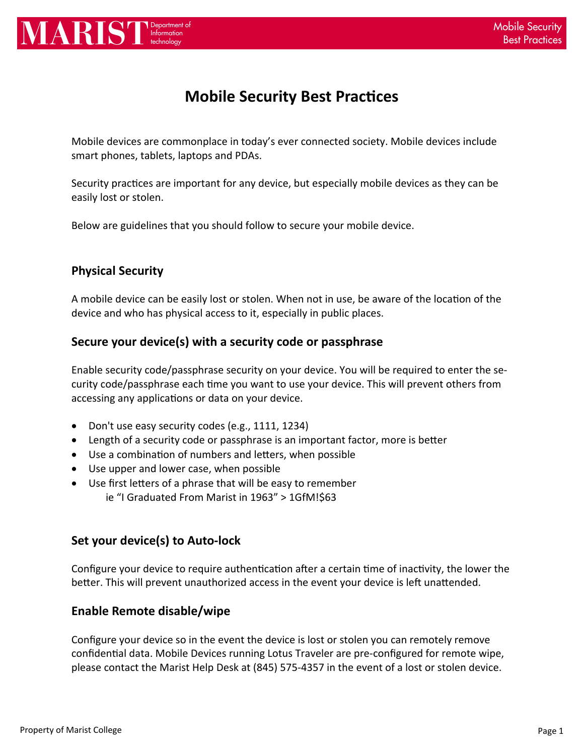# Mobile Security Best Practices

Mobile devices are commonplace in today's ever connected society. Mobile devices include smart phones, tablets, laptops and PDAs.

Security practices are important for any device, but especially mobile devices as they can be easily lost or stolen.

Below are guidelines that you should follow to secure your mobile device.

## Physical Security

A mobile device can be easily lost or stolen. When not in use, be aware of the location of the device and who has physical access to it, especially in public places.

## Secure your device(s) with a security code or passphrase

Enable security code/passphrase security on your device. You will be required to enter the security code/passphrase each time you want to use your device. This will prevent others from accessing any applications or data on your device.

- Don't use easy security codes (e.g., 1111, 1234)
- Length of a security code or passphrase is an important factor, more is better
- Use a combination of numbers and letters, when possible
- Use upper and lower case, when possible
- Use first letters of a phrase that will be easy to remember
  ie "I Graduated From Marist in 1963" > 1GfM!$63

## Set your device(s) to Auto-lock

Configure your device to require authentication after a certain time of inactivity, the lower the better. This will prevent unauthorized access in the event your device is left unattended.

## Enable Remote disable/wipe

Configure your device so in the event the device is lost or stolen you can remotely remove confidential data. Mobile Devices running Lotus Traveler are pre-configured for remote wipe, please contact the Marist Help Desk at (845) 575-4357 in the event of a lost or stolen device.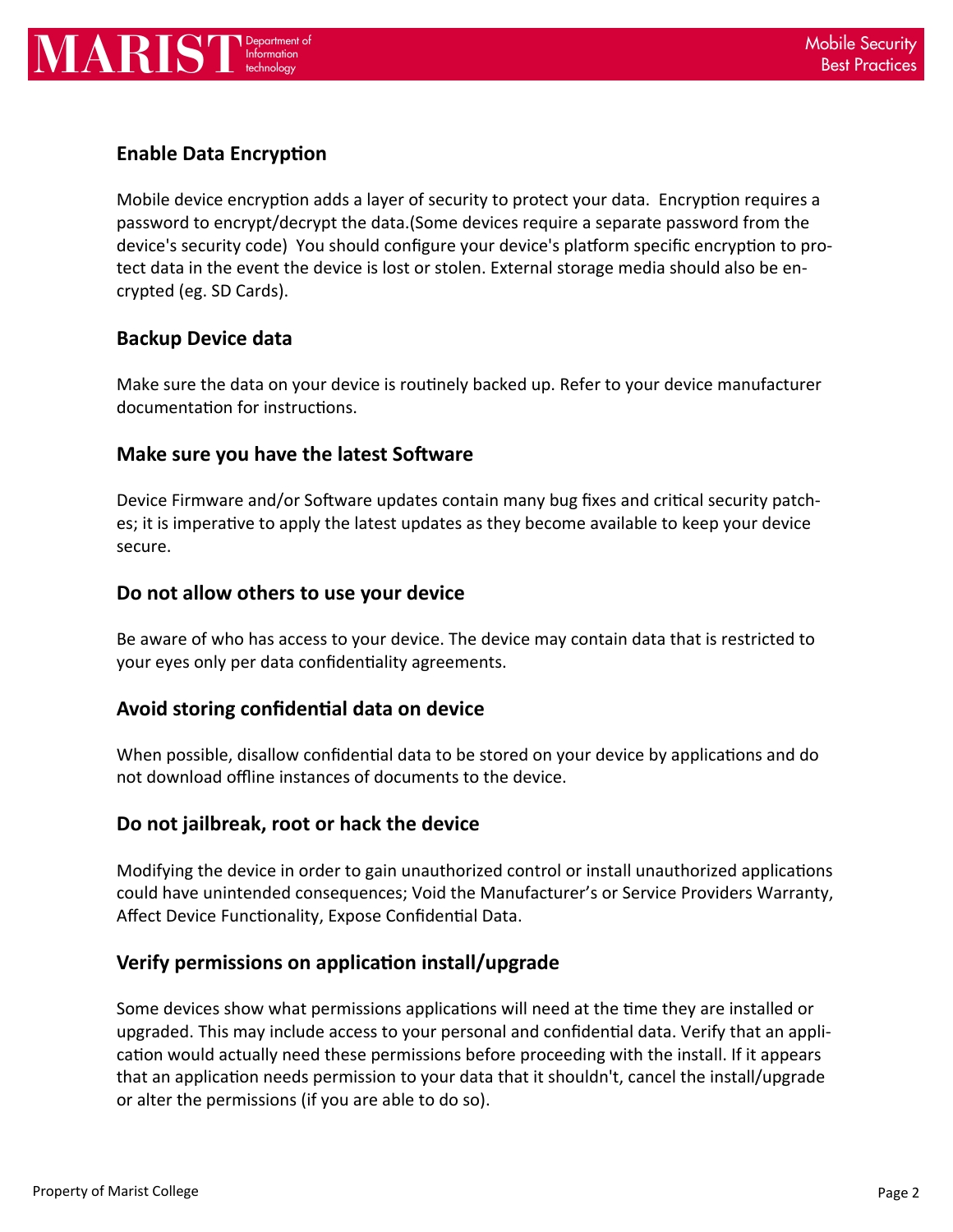## Enable Data Encryption

Mobile device encryption adds a layer of security to protect your data. Encryption requires a password to encrypt/decrypt the data.(Some devices require a separate password from the device's security code) You should configure your device's platform specific encryption to protect data in the event the device is lost or stolen. External storage media should also be encrypted (eg. SD Cards).

## Backup Device data

Make sure the data on your device is routinely backed up. Refer to your device manufacturer documentation for instructions.

## Make sure you have the latest Software

Device Firmware and/or Software updates contain many bug fixes and critical security patches; it is imperative to apply the latest updates as they become available to keep your device secure.

## Do not allow others to use your device

Be aware of who has access to your device. The device may contain data that is restricted to your eyes only per data confidentiality agreements.

## Avoid storing confidential data on device

When possible, disallow confidential data to be stored on your device by applications and do not download offline instances of documents to the device.

## Do not jailbreak, root or hack the device

Modifying the device in order to gain unauthorized control or install unauthorized applications could have unintended consequences; Void the Manufacturer's or Service Providers Warranty, Affect Device Functionality, Expose Confidential Data.

## Verify permissions on application install/upgrade

Some devices show what permissions applications will need at the time they are installed or upgraded. This may include access to your personal and confidential data. Verify that an application would actually need these permissions before proceeding with the install. If it appears that an application needs permission to your data that it shouldn't, cancel the install/upgrade or alter the permissions (if you are able to do so).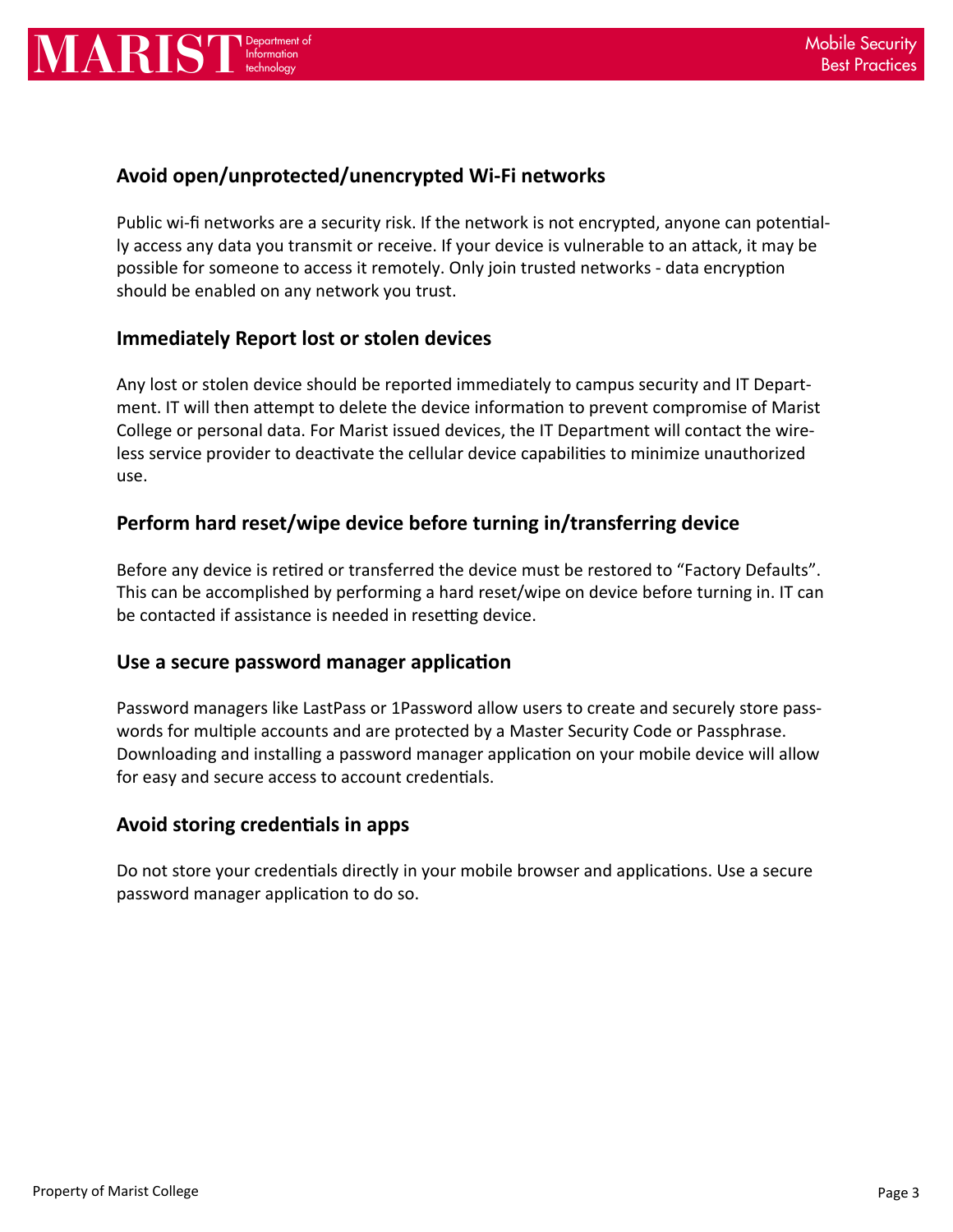## Avoid open/unprotected/unencrypted Wi-Fi networks

Public wi-fi networks are a security risk. If the network is not encrypted, anyone can potentially access any data you transmit or receive. If your device is vulnerable to an attack, it may be possible for someone to access it remotely. Only join trusted networks - data encryption should be enabled on any network you trust.

## Immediately Report lost or stolen devices

Any lost or stolen device should be reported immediately to campus security and IT Department. IT will then attempt to delete the device information to prevent compromise of Marist College or personal data. For Marist issued devices, the IT Department will contact the wireless service provider to deactivate the cellular device capabilities to minimize unauthorized use.

## Perform hard reset/wipe device before turning in/transferring device

Before any device is retired or transferred the device must be restored to “Factory Defaults”. This can be accomplished by performing a hard reset/wipe on device before turning in. IT can be contacted if assistance is needed in resetting device.

## Use a secure password manager application

Password managers like LastPass or 1Password allow users to create and securely store passwords for multiple accounts and are protected by a Master Security Code or Passphrase. Downloading and installing a password manager application on your mobile device will allow for easy and secure access to account credentials.

## Avoid storing credentials in apps

Do not store your credentials directly in your mobile browser and applications. Use a secure password manager application to do so.